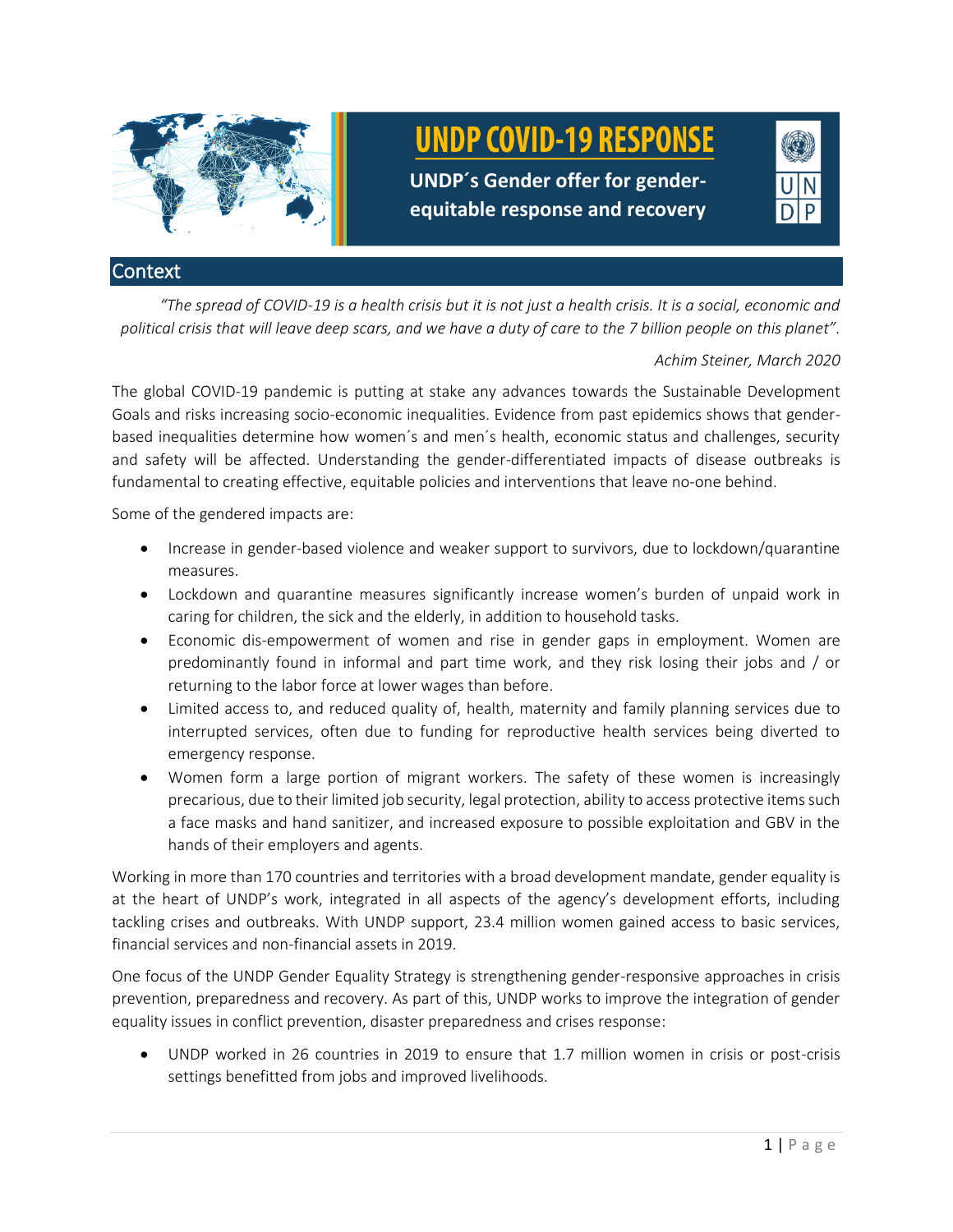# UNDP COVID-19 RESPONSE

**UNDP´s Gender offer for gender-equitable response and recovery**

## Context

*"The spread of COVID-19 is a health crisis but it is not just a health crisis. It is a social, economic and political crisis that will leave deep scars, and we have a duty of care to the 7 billion people on this planet".*

*Achim Steiner, March 2020*

The global COVID-19 pandemic is putting at stake any advances towards the Sustainable Development Goals and risks increasing socio-economic inequalities. Evidence from past epidemics shows that gender-based inequalities determine how women´s and men´s health, economic status and challenges, security and safety will be affected. Understanding the gender-differentiated impacts of disease outbreaks is fundamental to creating effective, equitable policies and interventions that leave no-one behind.

Some of the gendered impacts are:

- Increase in gender-based violence and weaker support to survivors, due to lockdown/quarantine measures.
- Lockdown and quarantine measures significantly increase women's burden of unpaid work in caring for children, the sick and the elderly, in addition to household tasks.
- Economic dis-empowerment of women and rise in gender gaps in employment. Women are predominantly found in informal and part time work, and they risk losing their jobs and / or returning to the labor force at lower wages than before.
- Limited access to, and reduced quality of, health, maternity and family planning services due to interrupted services, often due to funding for reproductive health services being diverted to emergency response.
- Women form a large portion of migrant workers. The safety of these women is increasingly precarious, due to their limited job security, legal protection, ability to access protective items such a face masks and hand sanitizer, and increased exposure to possible exploitation and GBV in the hands of their employers and agents.

Working in more than 170 countries and territories with a broad development mandate, gender equality is at the heart of UNDP's work, integrated in all aspects of the agency's development efforts, including tackling crises and outbreaks. With UNDP support, 23.4 million women gained access to basic services, financial services and non-financial assets in 2019.

One focus of the UNDP Gender Equality Strategy is strengthening gender-responsive approaches in crisis prevention, preparedness and recovery. As part of this, UNDP works to improve the integration of gender equality issues in conflict prevention, disaster preparedness and crises response:

- UNDP worked in 26 countries in 2019 to ensure that 1.7 million women in crisis or post-crisis settings benefitted from jobs and improved livelihoods.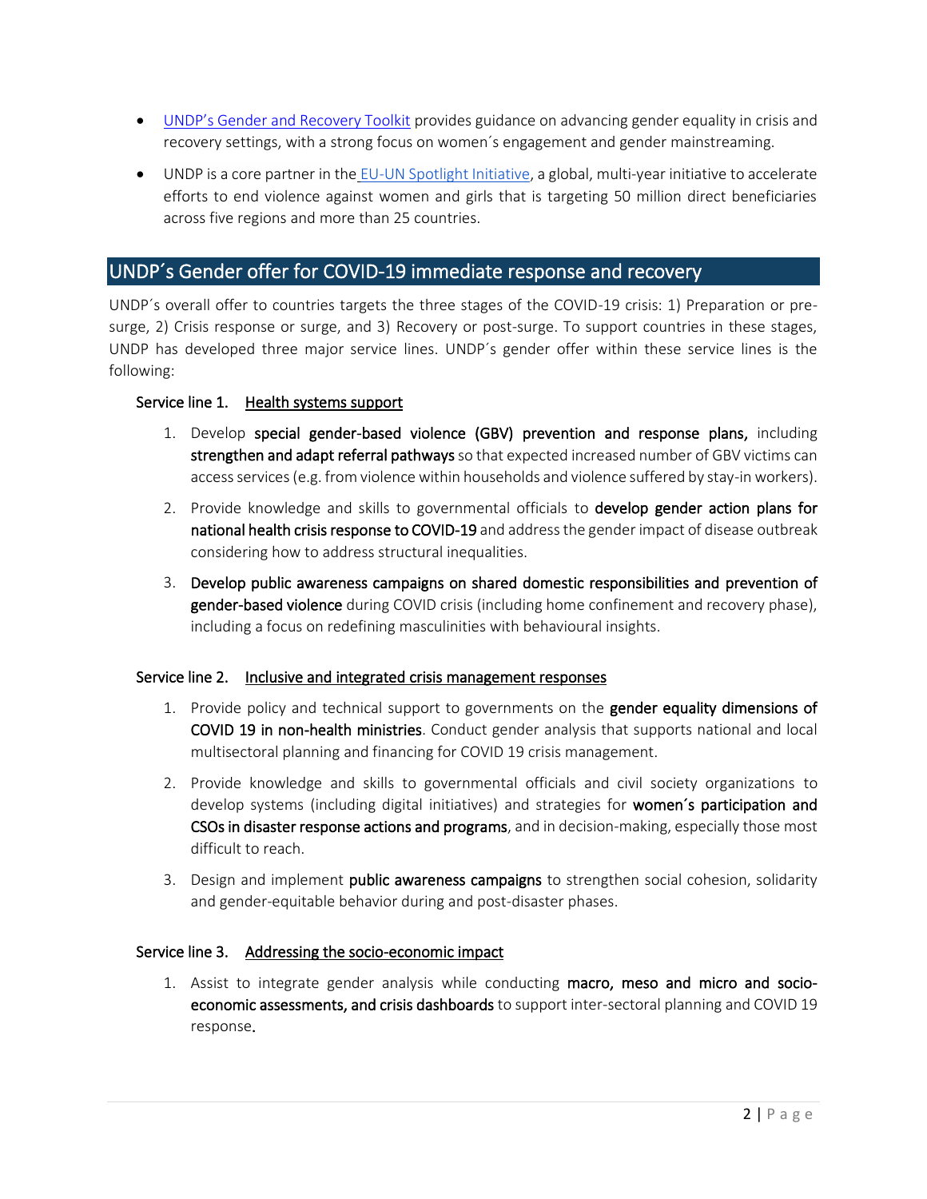- UNDP's Gender and Recovery Toolkit provides guidance on advancing gender equality in crisis and recovery settings, with a strong focus on women´s engagement and gender mainstreaming.
- UNDP is a core partner in the EU-UN Spotlight Initiative, a global, multi-year initiative to accelerate efforts to end violence against women and girls that is targeting 50 million direct beneficiaries across five regions and more than 25 countries.

## UNDP´s Gender offer for COVID-19 immediate response and recovery

UNDP´s overall offer to countries targets the three stages of the COVID-19 crisis: 1) Preparation or pre-surge, 2) Crisis response or surge, and 3) Recovery or post-surge. To support countries in these stages, UNDP has developed three major service lines. UNDP´s gender offer within these service lines is the following:

### Service line 1. Health systems support

1. Develop **special gender-based violence (GBV) prevention and response plans,** including **strengthen and adapt referral pathways** so that expected increased number of GBV victims can access services (e.g. from violence within households and violence suffered by stay-in workers).
2. Provide knowledge and skills to governmental officials to **develop gender action plans for national health crisis response to COVID-19** and address the gender impact of disease outbreak considering how to address structural inequalities.
3. **Develop public awareness campaigns on shared domestic responsibilities and prevention of gender-based violence** during COVID crisis (including home confinement and recovery phase), including a focus on redefining masculinities with behavioural insights.

### Service line 2. Inclusive and integrated crisis management responses

1. Provide policy and technical support to governments on the **gender equality dimensions of COVID 19 in non-health ministries**. Conduct gender analysis that supports national and local multisectoral planning and financing for COVID 19 crisis management.
2. Provide knowledge and skills to governmental officials and civil society organizations to develop systems (including digital initiatives) and strategies for **women´s participation and CSOs in disaster response actions and programs**, and in decision-making, especially those most difficult to reach.
3. Design and implement **public awareness campaigns** to strengthen social cohesion, solidarity and gender-equitable behavior during and post-disaster phases.

### Service line 3. Addressing the socio-economic impact

1. Assist to integrate gender analysis while conducting **macro, meso and micro and socio-economic assessments, and crisis dashboards** to support inter-sectoral planning and COVID 19 response.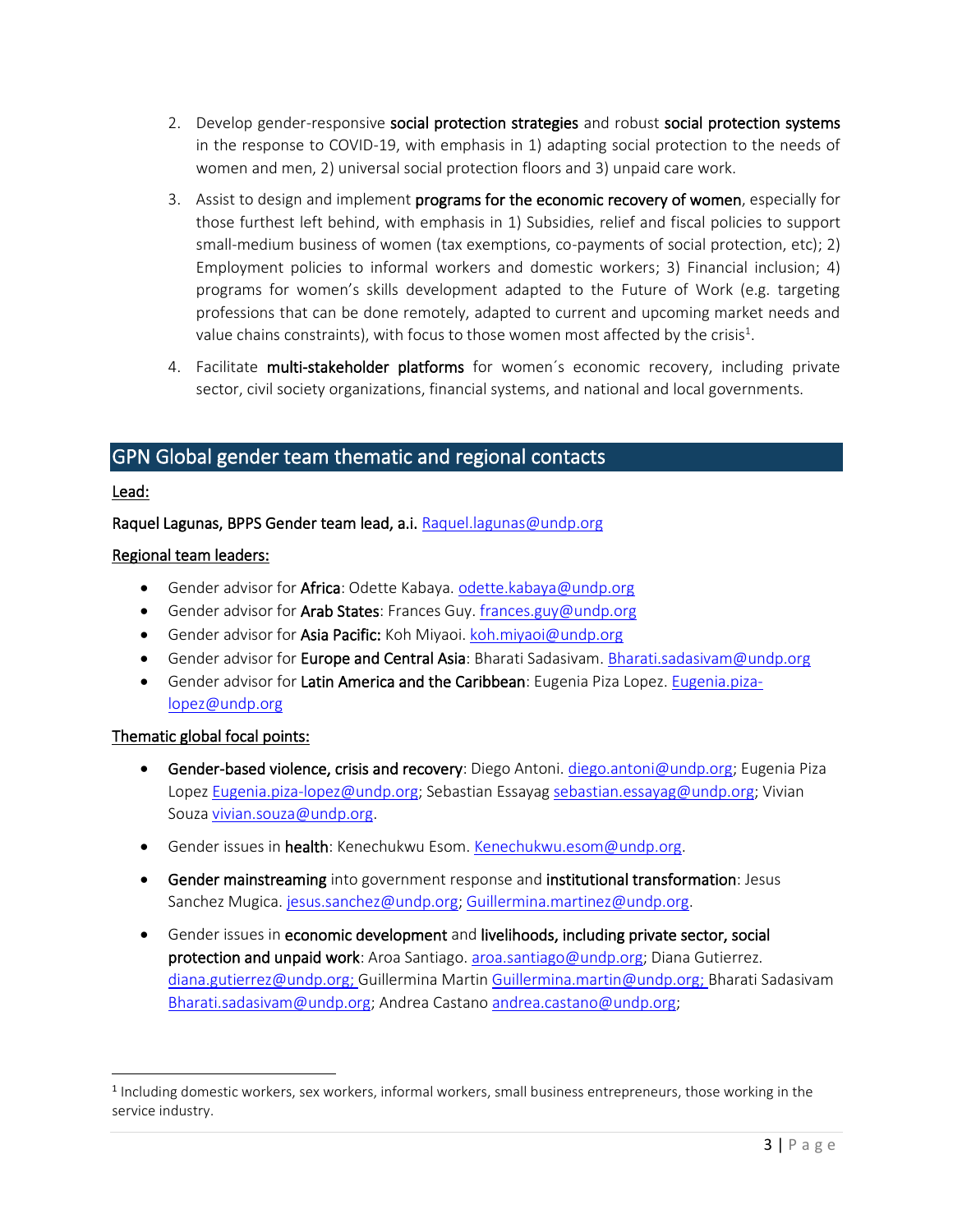2. Develop gender-responsive **social protection strategies** and robust **social protection systems** in the response to COVID-19, with emphasis in 1) adapting social protection to the needs of women and men, 2) universal social protection floors and 3) unpaid care work.

3. Assist to design and implement **programs for the economic recovery of women**, especially for those furthest left behind, with emphasis in 1) Subsidies, relief and fiscal policies to support small-medium business of women (tax exemptions, co-payments of social protection, etc); 2) Employment policies to informal workers and domestic workers; 3) Financial inclusion; 4) programs for women's skills development adapted to the Future of Work (e.g. targeting professions that can be done remotely, adapted to current and upcoming market needs and value chains constraints), with focus to those women most affected by the crisis[1].

4. Facilitate **multi-stakeholder platforms** for women´s economic recovery, including private sector, civil society organizations, financial systems, and national and local governments.

## GPN Global gender team thematic and regional contacts

Lead:

**Raquel Lagunas, BPPS Gender team lead, a.i.** Raquel.lagunas@undp.org

Regional team leaders:

- Gender advisor for **Africa**: Odette Kabaya. odette.kabaya@undp.org
- Gender advisor for **Arab States**: Frances Guy. frances.guy@undp.org
- Gender advisor for **Asia Pacific:** Koh Miyaoi. koh.miyaoi@undp.org
- Gender advisor for **Europe and Central Asia**: Bharati Sadasivam. Bharati.sadasivam@undp.org
- Gender advisor for **Latin America and the Caribbean**: Eugenia Piza Lopez. Eugenia.piza-lopez@undp.org

Thematic global focal points:

- **Gender-based violence, crisis and recovery**: Diego Antoni. diego.antoni@undp.org; Eugenia Piza Lopez Eugenia.piza-lopez@undp.org; Sebastian Essayag sebastian.essayag@undp.org; Vivian Souza vivian.souza@undp.org.
- Gender issues in **health**: Kenechukwu Esom. Kenechukwu.esom@undp.org.
- **Gender mainstreaming** into government response and **institutional transformation**: Jesus Sanchez Mugica. jesus.sanchez@undp.org; Guillermina.martinez@undp.org.
- Gender issues in **economic development** and **livelihoods, including private sector, social protection and unpaid work**: Aroa Santiago. aroa.santiago@undp.org; Diana Gutierrez. diana.gutierrez@undp.org; Guillermina Martin Guillermina.martin@undp.org; Bharati Sadasivam Bharati.sadasivam@undp.org; Andrea Castano andrea.castano@undp.org;

[1] Including domestic workers, sex workers, informal workers, small business entrepreneurs, those working in the service industry.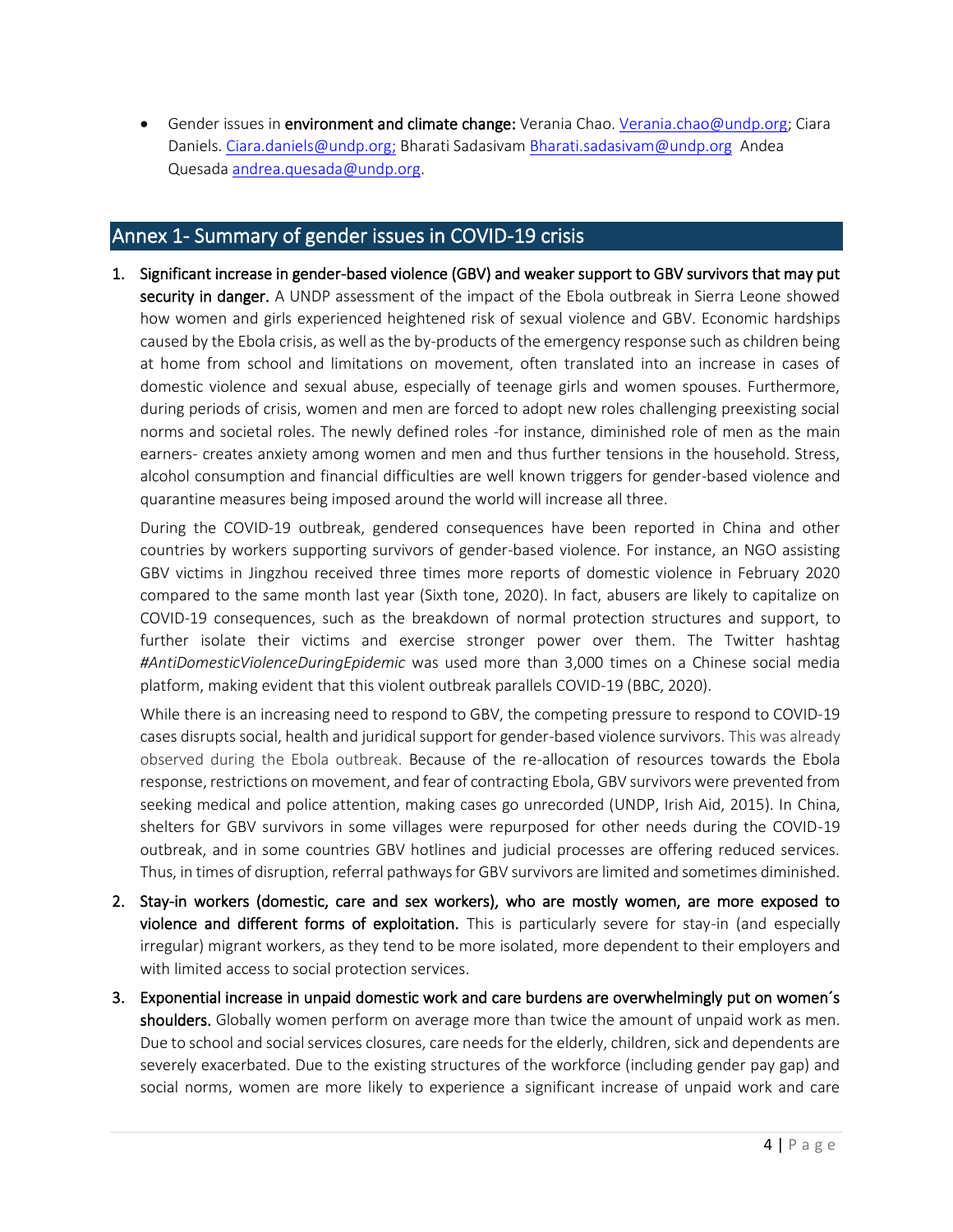- Gender issues in **environment and climate change:** Verania Chao. Verania.chao@undp.org; Ciara Daniels. Ciara.daniels@undp.org; Bharati Sadasivam Bharati.sadasivam@undp.org Andea Quesada andrea.quesada@undp.org.

## Annex 1- Summary of gender issues in COVID-19 crisis

1. **Significant increase in gender-based violence (GBV) and weaker support to GBV survivors that may put security in danger.** A UNDP assessment of the impact of the Ebola outbreak in Sierra Leone showed how women and girls experienced heightened risk of sexual violence and GBV. Economic hardships caused by the Ebola crisis, as well as the by-products of the emergency response such as children being at home from school and limitations on movement, often translated into an increase in cases of domestic violence and sexual abuse, especially of teenage girls and women spouses. Furthermore, during periods of crisis, women and men are forced to adopt new roles challenging preexisting social norms and societal roles. The newly defined roles -for instance, diminished role of men as the main earners- creates anxiety among women and men and thus further tensions in the household. Stress, alcohol consumption and financial difficulties are well known triggers for gender-based violence and quarantine measures being imposed around the world will increase all three.

   During the COVID-19 outbreak, gendered consequences have been reported in China and other countries by workers supporting survivors of gender-based violence. For instance, an NGO assisting GBV victims in Jingzhou received three times more reports of domestic violence in February 2020 compared to the same month last year (Sixth tone, 2020). In fact, abusers are likely to capitalize on COVID-19 consequences, such as the breakdown of normal protection structures and support, to further isolate their victims and exercise stronger power over them. The Twitter hashtag *#AntiDomesticViolenceDuringEpidemic* was used more than 3,000 times on a Chinese social media platform, making evident that this violent outbreak parallels COVID-19 (BBC, 2020).

   While there is an increasing need to respond to GBV, the competing pressure to respond to COVID-19 cases disrupts social, health and juridical support for gender-based violence survivors. This was already observed during the Ebola outbreak. Because of the re-allocation of resources towards the Ebola response, restrictions on movement, and fear of contracting Ebola, GBV survivors were prevented from seeking medical and police attention, making cases go unrecorded (UNDP, Irish Aid, 2015). In China, shelters for GBV survivors in some villages were repurposed for other needs during the COVID-19 outbreak, and in some countries GBV hotlines and judicial processes are offering reduced services. Thus, in times of disruption, referral pathways for GBV survivors are limited and sometimes diminished.

2. **Stay-in workers (domestic, care and sex workers), who are mostly women, are more exposed to violence and different forms of exploitation.** This is particularly severe for stay-in (and especially irregular) migrant workers, as they tend to be more isolated, more dependent to their employers and with limited access to social protection services.

3. **Exponential increase in unpaid domestic work and care burdens are overwhelmingly put on women´s shoulders.** Globally women perform on average more than twice the amount of unpaid work as men. Due to school and social services closures, care needs for the elderly, children, sick and dependents are severely exacerbated. Due to the existing structures of the workforce (including gender pay gap) and social norms, women are more likely to experience a significant increase of unpaid work and care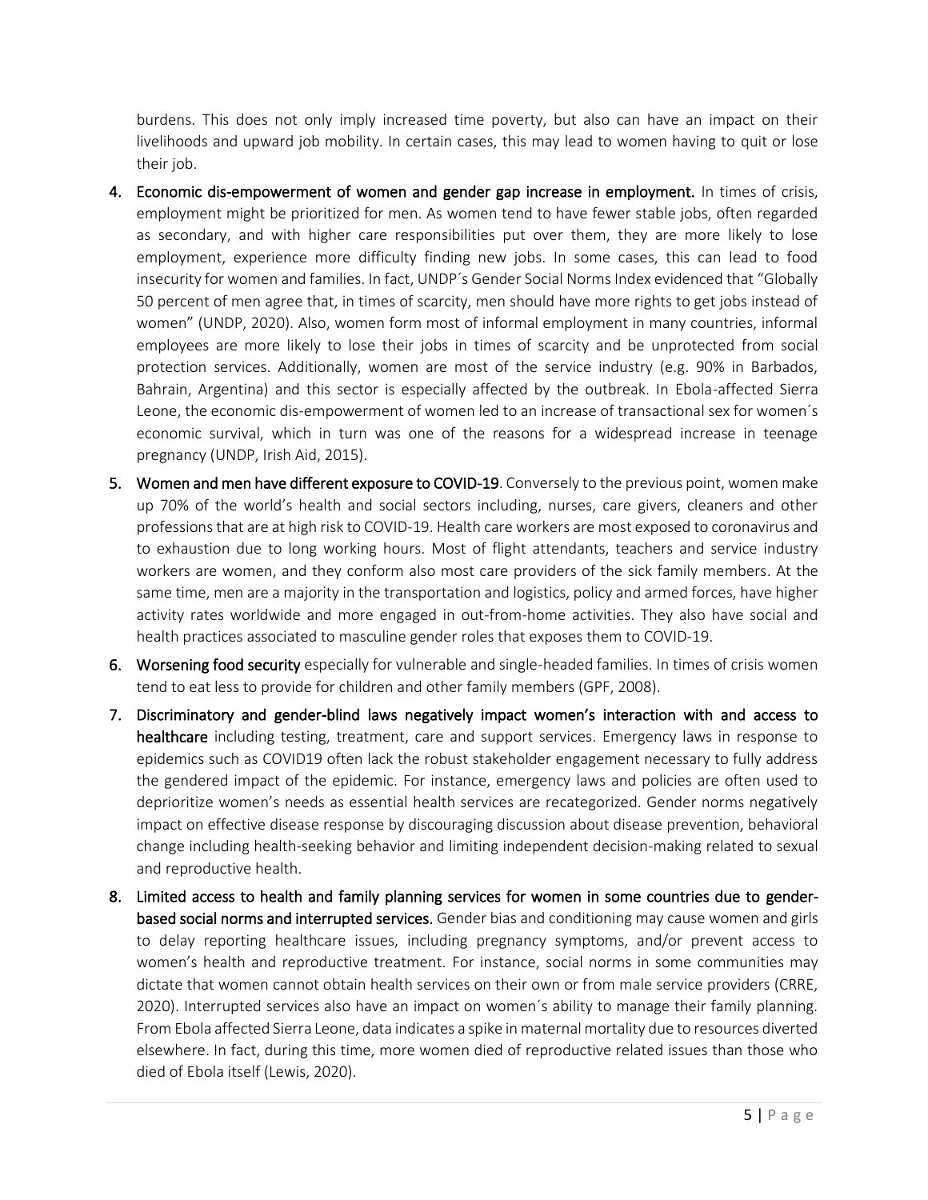burdens. This does not only imply increased time poverty, but also can have an impact on their livelihoods and upward job mobility. In certain cases, this may lead to women having to quit or lose their job.

4. **Economic dis-empowerment of women and gender gap increase in employment.** In times of crisis, employment might be prioritized for men. As women tend to have fewer stable jobs, often regarded as secondary, and with higher care responsibilities put over them, they are more likely to lose employment, experience more difficulty finding new jobs. In some cases, this can lead to food insecurity for women and families. In fact, UNDP´s Gender Social Norms Index evidenced that "Globally 50 percent of men agree that, in times of scarcity, men should have more rights to get jobs instead of women" (UNDP, 2020). Also, women form most of informal employment in many countries, informal employees are more likely to lose their jobs in times of scarcity and be unprotected from social protection services. Additionally, women are most of the service industry (e.g. 90% in Barbados, Bahrain, Argentina) and this sector is especially affected by the outbreak. In Ebola-affected Sierra Leone, the economic dis-empowerment of women led to an increase of transactional sex for women´s economic survival, which in turn was one of the reasons for a widespread increase in teenage pregnancy (UNDP, Irish Aid, 2015).
5. **Women and men have different exposure to COVID-19**. Conversely to the previous point, women make up 70% of the world's health and social sectors including, nurses, care givers, cleaners and other professions that are at high risk to COVID-19. Health care workers are most exposed to coronavirus and to exhaustion due to long working hours. Most of flight attendants, teachers and service industry workers are women, and they conform also most care providers of the sick family members. At the same time, men are a majority in the transportation and logistics, policy and armed forces, have higher activity rates worldwide and more engaged in out-from-home activities. They also have social and health practices associated to masculine gender roles that exposes them to COVID-19.
6. **Worsening food security** especially for vulnerable and single-headed families. In times of crisis women tend to eat less to provide for children and other family members (GPF, 2008).
7. **Discriminatory and gender-blind laws negatively impact women's interaction with and access to healthcare** including testing, treatment, care and support services. Emergency laws in response to epidemics such as COVID19 often lack the robust stakeholder engagement necessary to fully address the gendered impact of the epidemic. For instance, emergency laws and policies are often used to deprioritize women's needs as essential health services are recategorized. Gender norms negatively impact on effective disease response by discouraging discussion about disease prevention, behavioral change including health-seeking behavior and limiting independent decision-making related to sexual and reproductive health.
8. **Limited access to health and family planning services for women in some countries due to gender-based social norms and interrupted services.** Gender bias and conditioning may cause women and girls to delay reporting healthcare issues, including pregnancy symptoms, and/or prevent access to women's health and reproductive treatment. For instance, social norms in some communities may dictate that women cannot obtain health services on their own or from male service providers (CRRE, 2020). Interrupted services also have an impact on women´s ability to manage their family planning. From Ebola affected Sierra Leone, data indicates a spike in maternal mortality due to resources diverted elsewhere. In fact, during this time, more women died of reproductive related issues than those who died of Ebola itself (Lewis, 2020).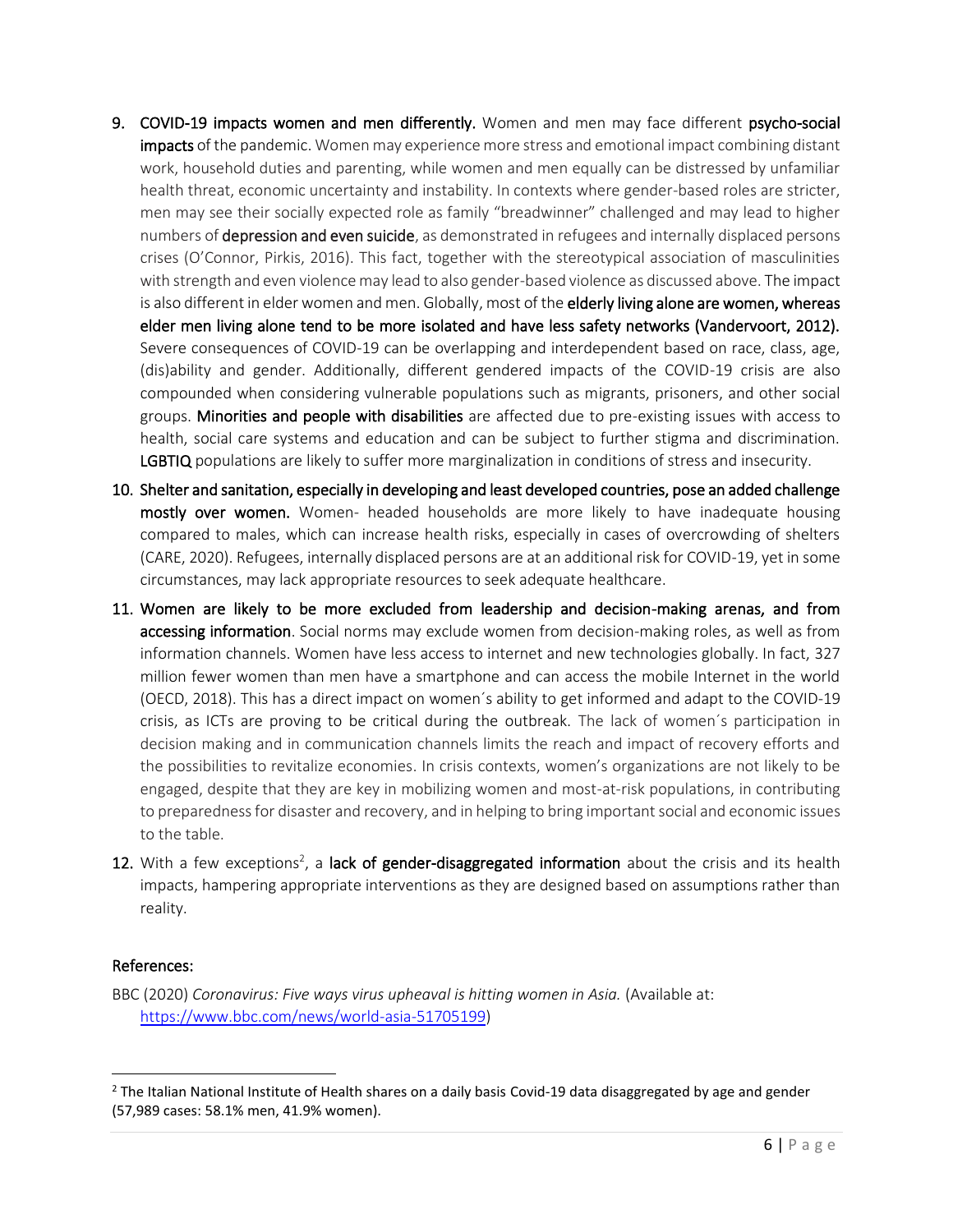9. **COVID-19 impacts women and men differently.** Women and men may face different **psycho-social impacts** of the pandemic. Women may experience more stress and emotional impact combining distant work, household duties and parenting, while women and men equally can be distressed by unfamiliar health threat, economic uncertainty and instability. In contexts where gender-based roles are stricter, men may see their socially expected role as family "breadwinner" challenged and may lead to higher numbers of **depression and even suicide**, as demonstrated in refugees and internally displaced persons crises (O'Connor, Pirkis, 2016). This fact, together with the stereotypical association of masculinities with strength and even violence may lead to also gender-based violence as discussed above. The impact is also different in elder women and men. Globally, most of the **elderly living alone are women, whereas elder men living alone tend to be more isolated and have less safety networks (Vandervoort, 2012).** Severe consequences of COVID-19 can be overlapping and interdependent based on race, class, age, (dis)ability and gender. Additionally, different gendered impacts of the COVID-19 crisis are also compounded when considering vulnerable populations such as migrants, prisoners, and other social groups. **Minorities and people with disabilities** are affected due to pre-existing issues with access to health, social care systems and education and can be subject to further stigma and discrimination. **LGBTIQ** populations are likely to suffer more marginalization in conditions of stress and insecurity.

10. **Shelter and sanitation, especially in developing and least developed countries, pose an added challenge mostly over women.** Women- headed households are more likely to have inadequate housing compared to males, which can increase health risks, especially in cases of overcrowding of shelters (CARE, 2020). Refugees, internally displaced persons are at an additional risk for COVID-19, yet in some circumstances, may lack appropriate resources to seek adequate healthcare.

11. **Women are likely to be more excluded from leadership and decision-making arenas, and from accessing information**. Social norms may exclude women from decision-making roles, as well as from information channels. Women have less access to internet and new technologies globally. In fact, 327 million fewer women than men have a smartphone and can access the mobile Internet in the world (OECD, 2018). This has a direct impact on women´s ability to get informed and adapt to the COVID-19 crisis, as ICTs are proving to be critical during the outbreak. The lack of women´s participation in decision making and in communication channels limits the reach and impact of recovery efforts and the possibilities to revitalize economies. In crisis contexts, women's organizations are not likely to be engaged, despite that they are key in mobilizing women and most-at-risk populations, in contributing to preparedness for disaster and recovery, and in helping to bring important social and economic issues to the table.

12. With a few exceptions[2], a **lack of gender-disaggregated information** about the crisis and its health impacts, hampering appropriate interventions as they are designed based on assumptions rather than reality.

## References:

BBC (2020) *Coronavirus: Five ways virus upheaval is hitting women in Asia.* (Available at: https://www.bbc.com/news/world-asia-51705199)

[2] The Italian National Institute of Health shares on a daily basis Covid-19 data disaggregated by age and gender (57,989 cases: 58.1% men, 41.9% women).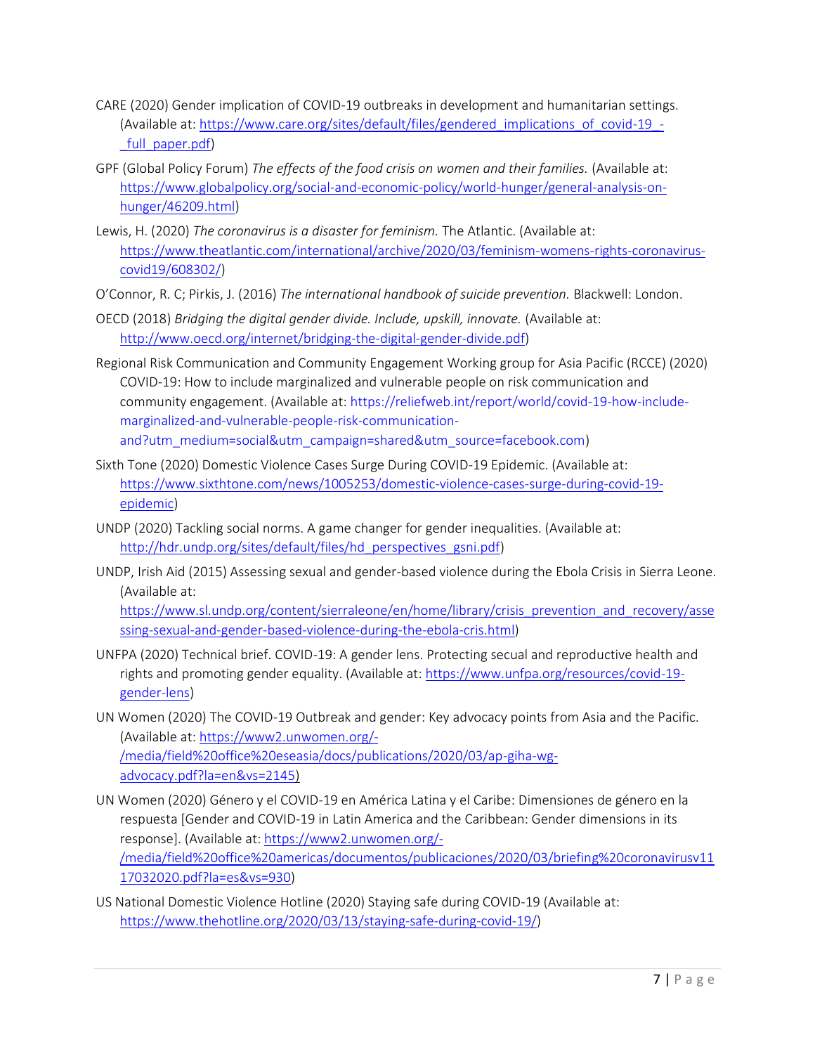CARE (2020) Gender implication of COVID-19 outbreaks in development and humanitarian settings. (Available at: https://www.care.org/sites/default/files/gendered_implications_of_covid-19_-_full_paper.pdf)

GPF (Global Policy Forum) *The effects of the food crisis on women and their families.* (Available at: https://www.globalpolicy.org/social-and-economic-policy/world-hunger/general-analysis-on-hunger/46209.html)

Lewis, H. (2020) *The coronavirus is a disaster for feminism.* The Atlantic. (Available at: https://www.theatlantic.com/international/archive/2020/03/feminism-womens-rights-coronavirus-covid19/608302/)

O'Connor, R. C; Pirkis, J. (2016) *The international handbook of suicide prevention.* Blackwell: London.

OECD (2018) *Bridging the digital gender divide. Include, upskill, innovate.* (Available at: http://www.oecd.org/internet/bridging-the-digital-gender-divide.pdf)

Regional Risk Communication and Community Engagement Working group for Asia Pacific (RCCE) (2020) COVID-19: How to include marginalized and vulnerable people on risk communication and community engagement. (Available at: https://reliefweb.int/report/world/covid-19-how-include-marginalized-and-vulnerable-people-risk-communication-and?utm_medium=social&utm_campaign=shared&utm_source=facebook.com)

Sixth Tone (2020) Domestic Violence Cases Surge During COVID-19 Epidemic. (Available at: https://www.sixthtone.com/news/1005253/domestic-violence-cases-surge-during-covid-19-epidemic)

UNDP (2020) Tackling social norms. A game changer for gender inequalities. (Available at: http://hdr.undp.org/sites/default/files/hd_perspectives_gsni.pdf)

UNDP, Irish Aid (2015) Assessing sexual and gender-based violence during the Ebola Crisis in Sierra Leone. (Available at: https://www.sl.undp.org/content/sierraleone/en/home/library/crisis_prevention_and_recovery/assessing-sexual-and-gender-based-violence-during-the-ebola-cris.html)

UNFPA (2020) Technical brief. COVID-19: A gender lens. Protecting secual and reproductive health and rights and promoting gender equality. (Available at: https://www.unfpa.org/resources/covid-19-gender-lens)

UN Women (2020) The COVID-19 Outbreak and gender: Key advocacy points from Asia and the Pacific. (Available at: https://www2.unwomen.org/-/media/field%20office%20eseasia/docs/publications/2020/03/ap-giha-wg-advocacy.pdf?la=en&vs=2145)

UN Women (2020) Género y el COVID-19 en América Latina y el Caribe: Dimensiones de género en la respuesta [Gender and COVID-19 in Latin America and the Caribbean: Gender dimensions in its response]. (Available at: https://www2.unwomen.org/-/media/field%20office%20americas/documentos/publicaciones/2020/03/briefing%20coronavirusv1117032020.pdf?la=es&vs=930)

US National Domestic Violence Hotline (2020) Staying safe during COVID-19 (Available at: https://www.thehotline.org/2020/03/13/staying-safe-during-covid-19/)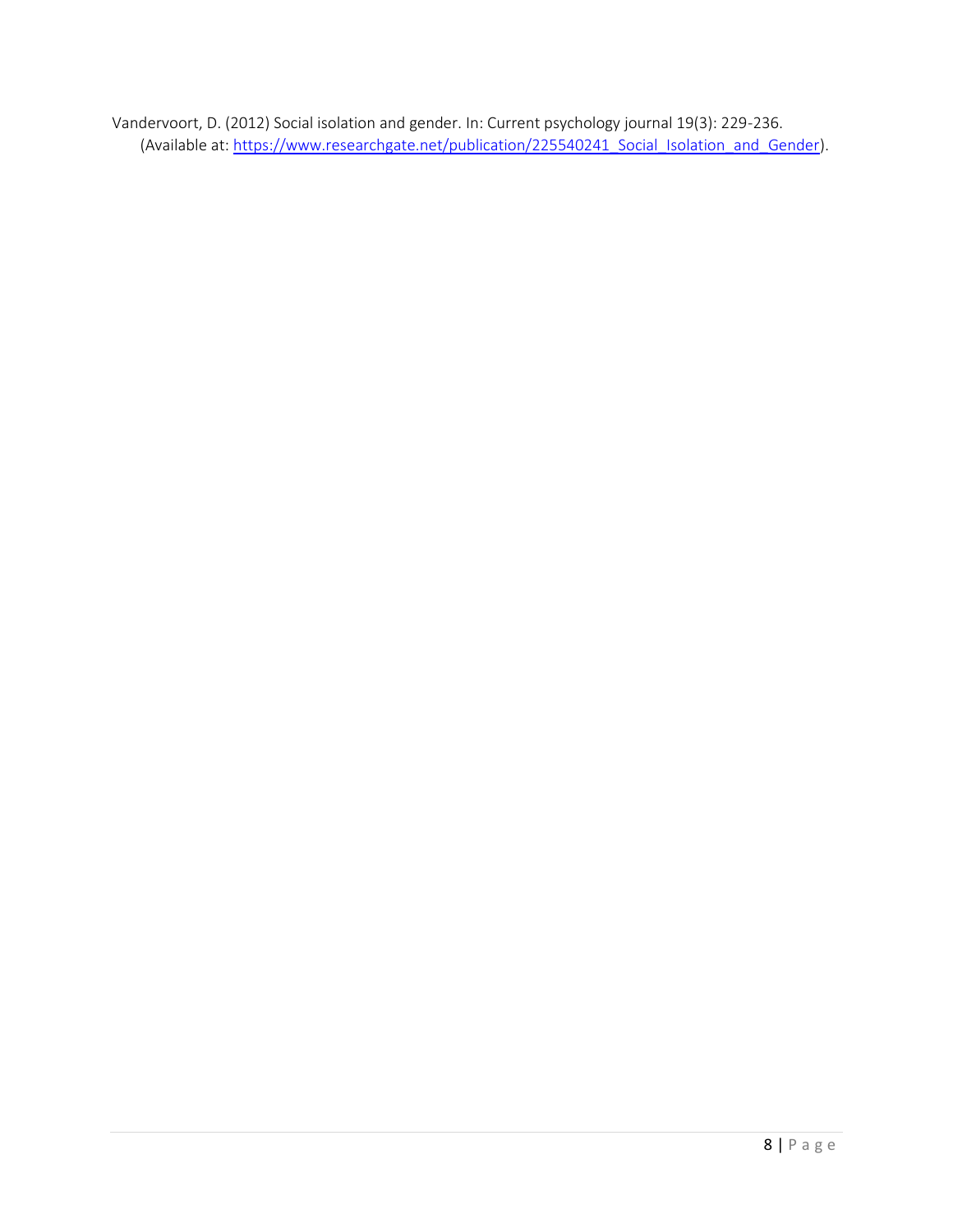Vandervoort, D. (2012) Social isolation and gender. In: Current psychology journal 19(3): 229-236. (Available at: https://www.researchgate.net/publication/225540241_Social_Isolation_and_Gender).